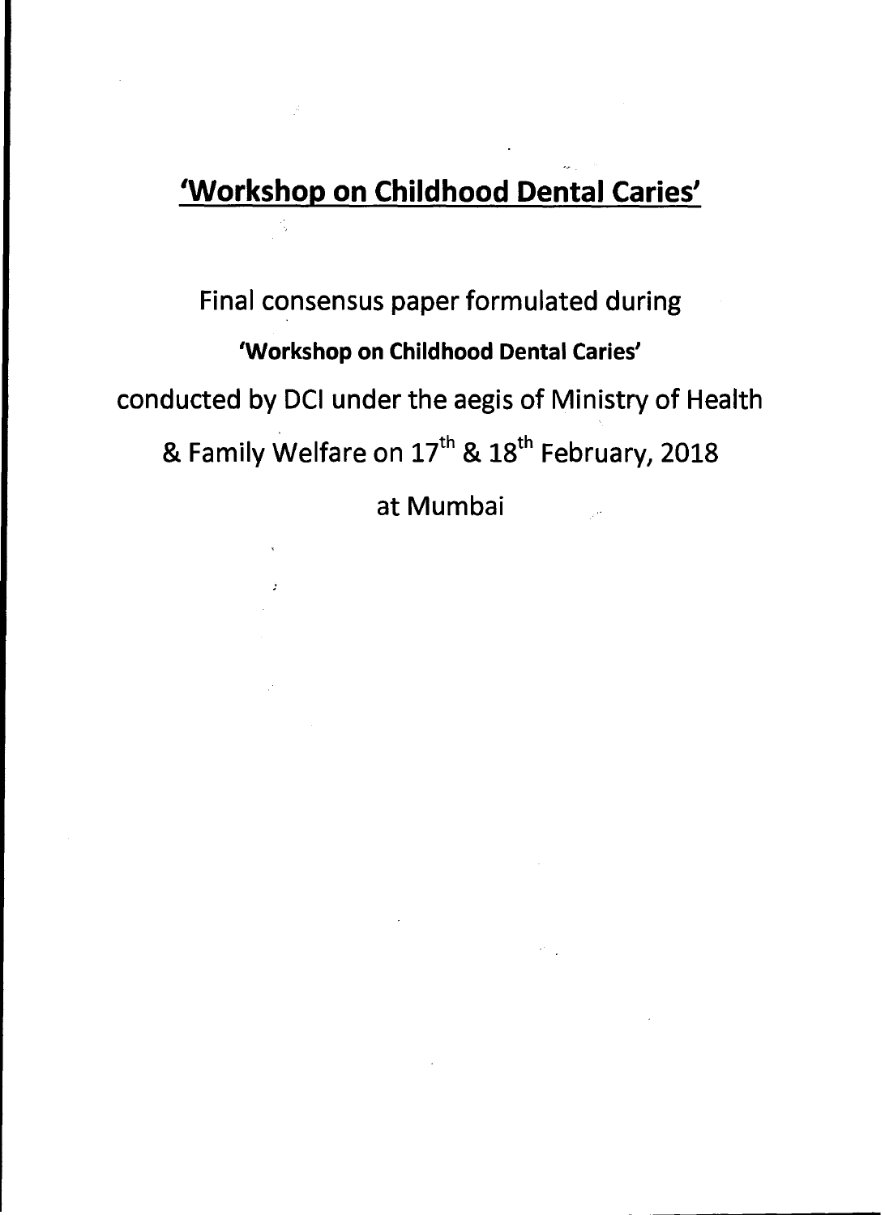# 'Workshop on Childhood Dental Caries'

Final consensus paper formulated during

**'Workshop on Childhood Dental Caries'**

conducted by DCI under the aegis of Ministry of Health & Family Welfare on 17th & 18th February, 2018

at Mumbai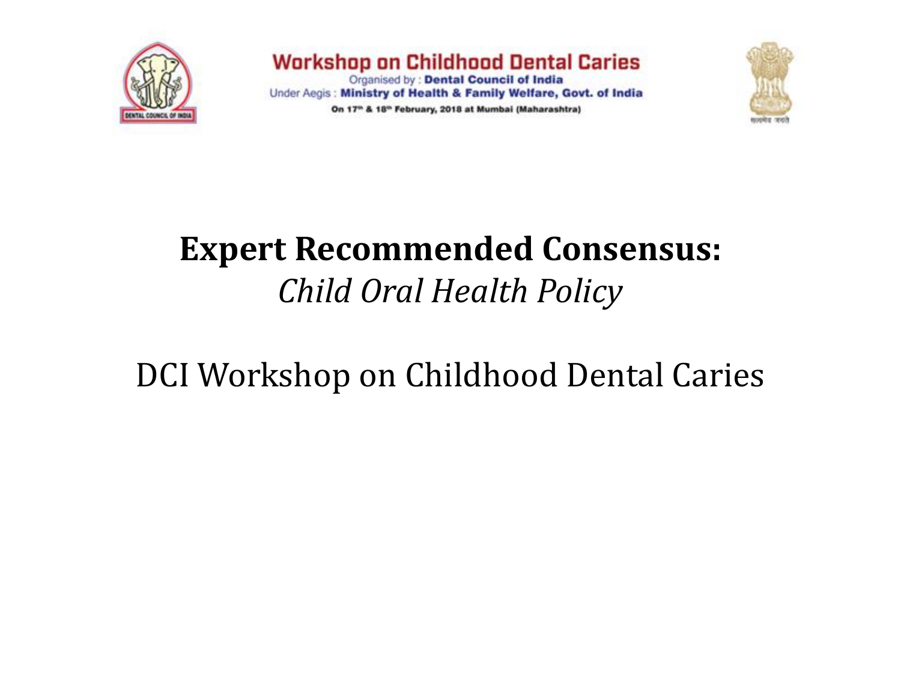Workshop on Childhood Dental Caries

Organised by : Dental Council of India

Under Aegis : Ministry of Health & Family Welfare, Govt. of India

On 17th & 18th February, 2018 at Mumbai (Maharashtra)

# Expert Recommended Consensus:

*Child Oral Health Policy*

DCI Workshop on Childhood Dental Caries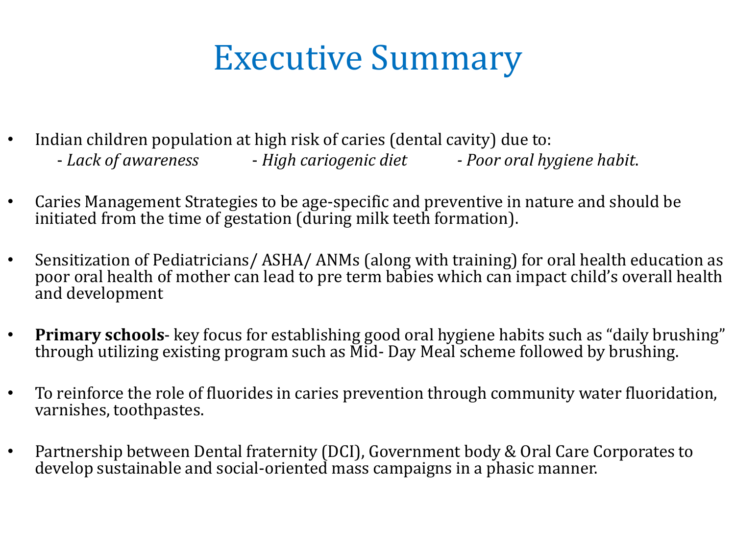# Executive Summary

- Indian children population at high risk of caries (dental cavity) due to:
  - *Lack of awareness*
  - *High cariogenic diet*
  - *Poor oral hygiene habit*.
- Caries Management Strategies to be age-specific and preventive in nature and should be initiated from the time of gestation (during milk teeth formation).
- Sensitization of Pediatricians/ ASHA/ ANMs (along with training) for oral health education as poor oral health of mother can lead to pre term babies which can impact child's overall health and development
- **Primary schools**- key focus for establishing good oral hygiene habits such as "daily brushing" through utilizing existing program such as Mid- Day Meal scheme followed by brushing.
- To reinforce the role of fluorides in caries prevention through community water fluoridation, varnishes, toothpastes.
- Partnership between Dental fraternity (DCI), Government body & Oral Care Corporates to develop sustainable and social-oriented mass campaigns in a phasic manner.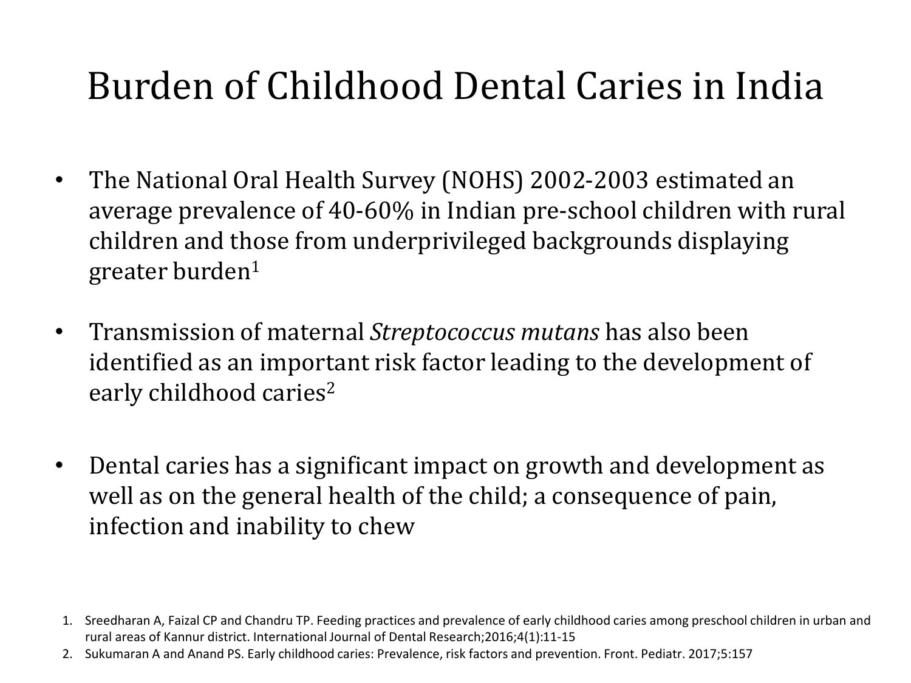# Burden of Childhood Dental Caries in India

- The National Oral Health Survey (NOHS) 2002-2003 estimated an average prevalence of 40-60% in Indian pre-school children with rural children and those from underprivileged backgrounds displaying greater burden[1]

- Transmission of maternal *Streptococcus mutans* has also been identified as an important risk factor leading to the development of early childhood caries[2]

- Dental caries has a significant impact on growth and development as well as on the general health of the child; a consequence of pain, infection and inability to chew

1. Sreedharan A, Faizal CP and Chandru TP. Feeding practices and prevalence of early childhood caries among preschool children in urban and rural areas of Kannur district. International Journal of Dental Research;2016;4(1):11-15
2. Sukumaran A and Anand PS. Early childhood caries: Prevalence, risk factors and prevention. Front. Pediatr. 2017;5:157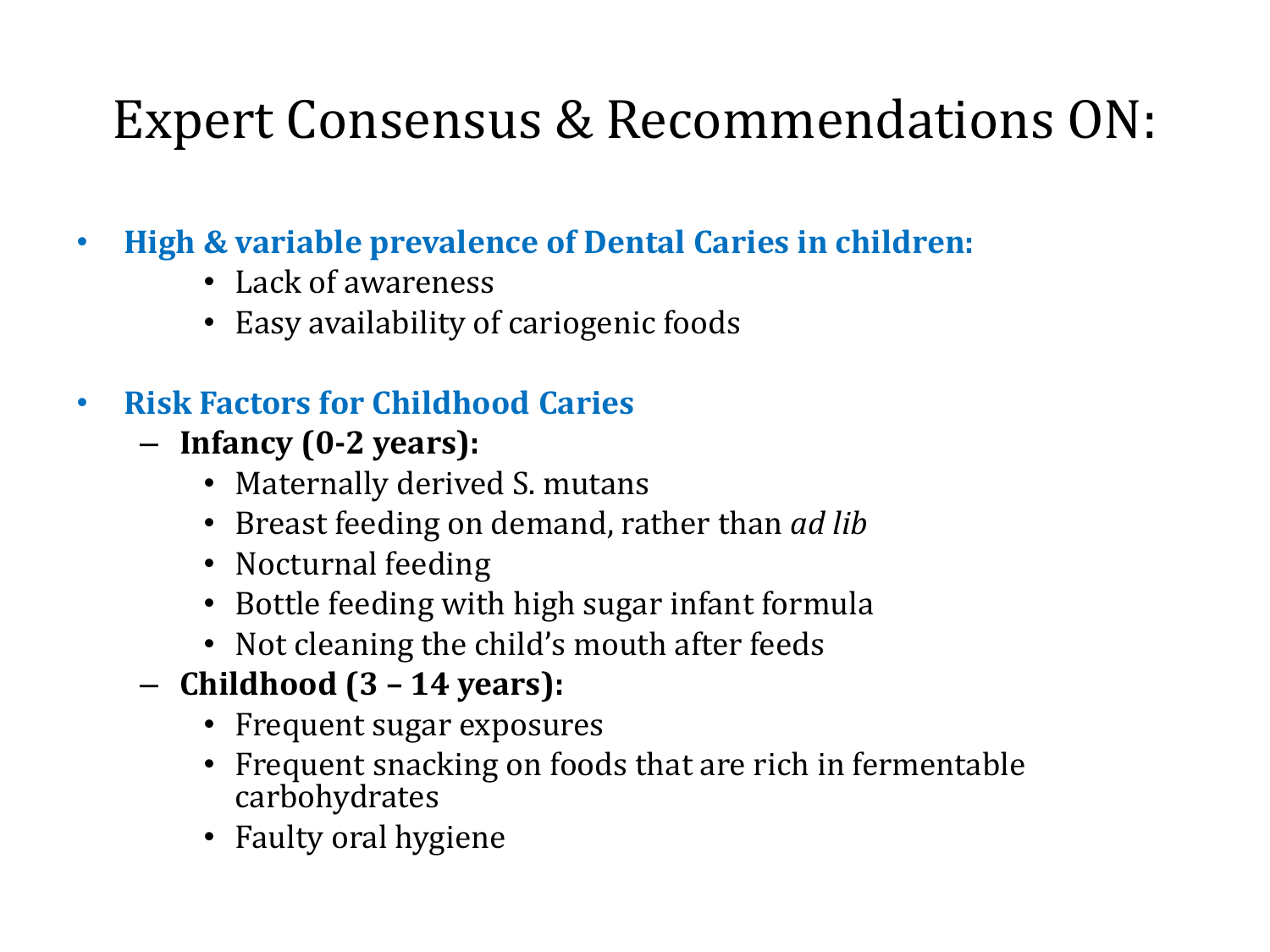# Expert Consensus & Recommendations ON:

- **High & variable prevalence of Dental Caries in children:**
  - Lack of awareness
  - Easy availability of cariogenic foods

- **Risk Factors for Childhood Caries**
  - **Infancy (0-2 years):**
    - Maternally derived S. mutans
    - Breast feeding on demand, rather than *ad lib*
    - Nocturnal feeding
    - Bottle feeding with high sugar infant formula
    - Not cleaning the child's mouth after feeds
  - **Childhood (3 – 14 years):**
    - Frequent sugar exposures
    - Frequent snacking on foods that are rich in fermentable carbohydrates
    - Faulty oral hygiene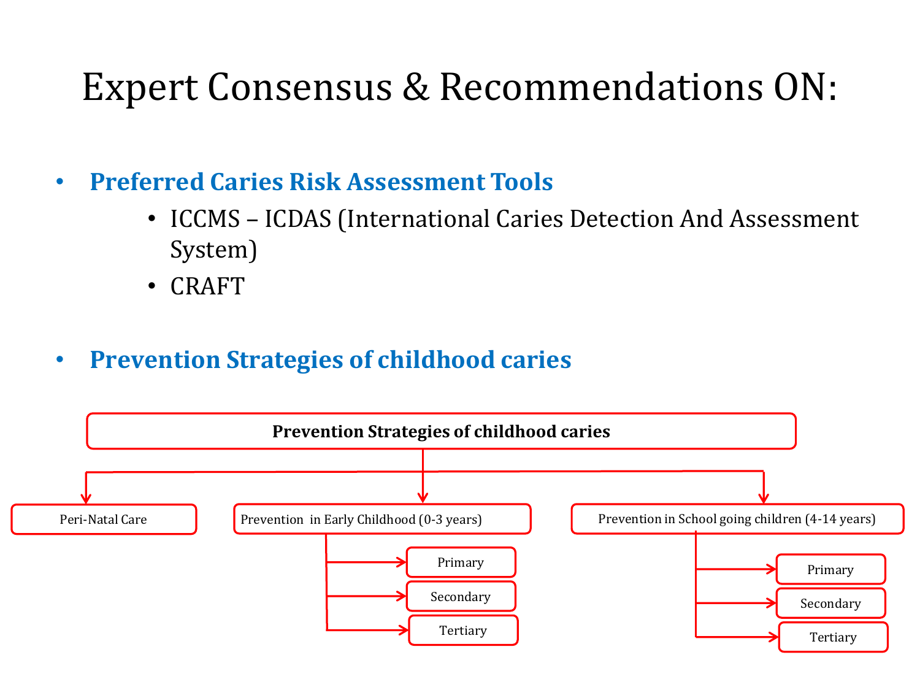# Expert Consensus & Recommendations ON:

- **Preferred Caries Risk Assessment Tools**
  - ICCMS – ICDAS (International Caries Detection And Assessment System)
  - CRAFT

- **Prevention Strategies of childhood caries**

**Prevention Strategies of childhood caries**

- Peri-Natal Care
- Prevention in Early Childhood (0-3 years)
  - Primary
  - Secondary
  - Tertiary
- Prevention in School going children (4-14 years)
  - Primary
  - Secondary
  - Tertiary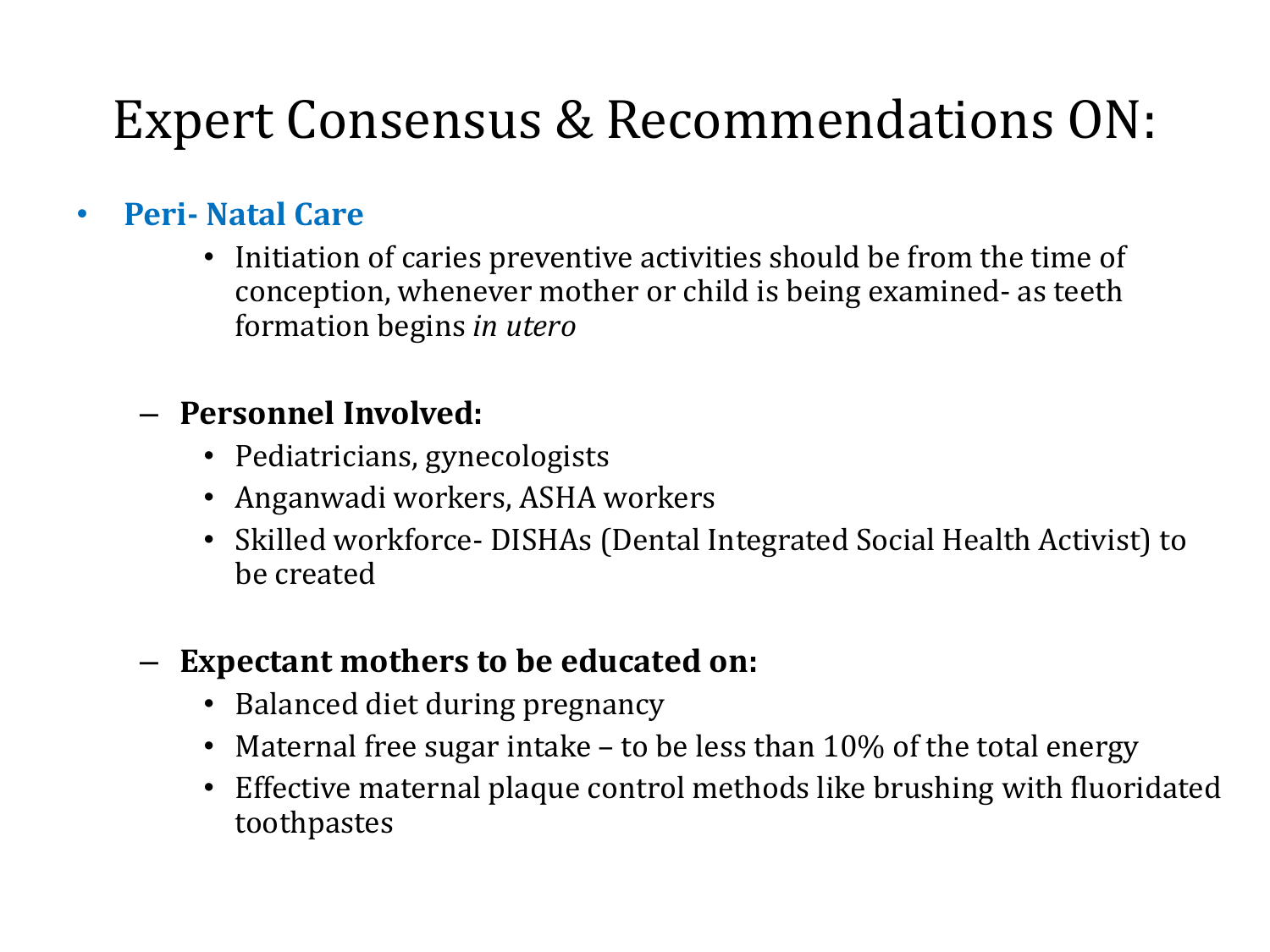# Expert Consensus & Recommendations ON:

- **Peri- Natal Care**
  - Initiation of caries preventive activities should be from the time of conception, whenever mother or child is being examined- as teeth formation begins *in utero*

  - **Personnel Involved:**
    - Pediatricians, gynecologists
    - Anganwadi workers, ASHA workers
    - Skilled workforce- DISHAs (Dental Integrated Social Health Activist) to be created

  - **Expectant mothers to be educated on:**
    - Balanced diet during pregnancy
    - Maternal free sugar intake – to be less than 10% of the total energy
    - Effective maternal plaque control methods like brushing with fluoridated toothpastes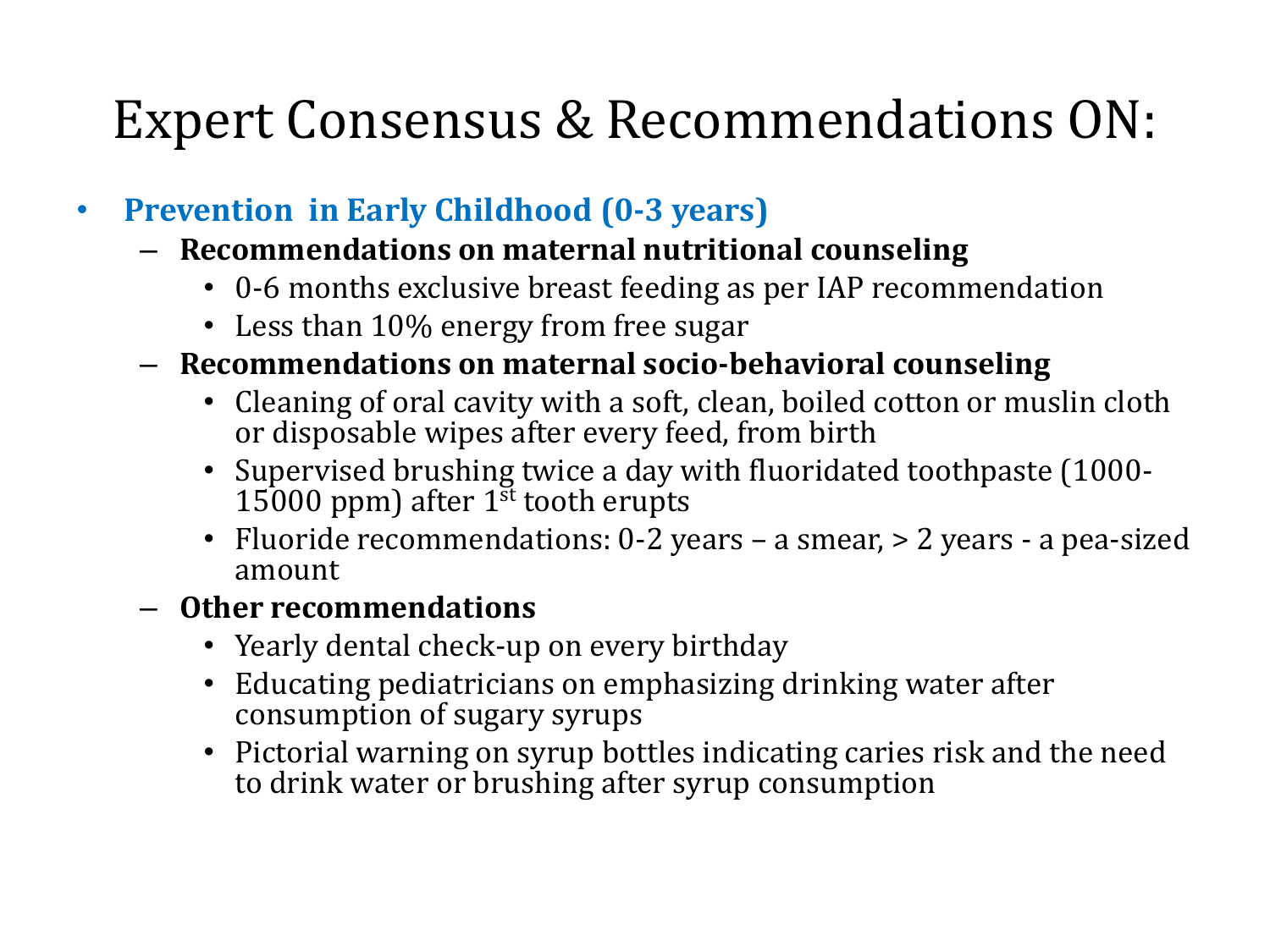# Expert Consensus & Recommendations ON:

- **Prevention in Early Childhood (0-3 years)**
  - **Recommendations on maternal nutritional counseling**
    - 0-6 months exclusive breast feeding as per IAP recommendation
    - Less than 10% energy from free sugar
  - **Recommendations on maternal socio-behavioral counseling**
    - Cleaning of oral cavity with a soft, clean, boiled cotton or muslin cloth or disposable wipes after every feed, from birth
    - Supervised brushing twice a day with fluoridated toothpaste (1000-15000 ppm) after 1st tooth erupts
    - Fluoride recommendations: 0-2 years – a smear, > 2 years - a pea-sized amount
  - **Other recommendations**
    - Yearly dental check-up on every birthday
    - Educating pediatricians on emphasizing drinking water after consumption of sugary syrups
    - Pictorial warning on syrup bottles indicating caries risk and the need to drink water or brushing after syrup consumption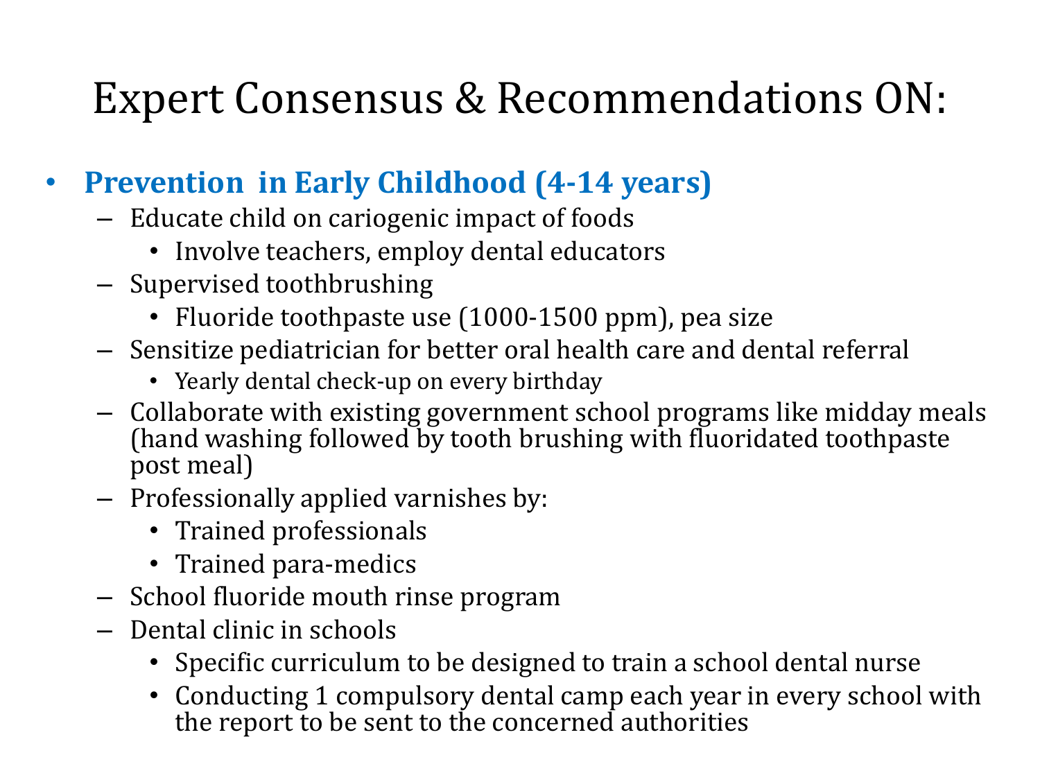# Expert Consensus & Recommendations ON:

- **Prevention in Early Childhood (4-14 years)**
  - Educate child on cariogenic impact of foods
    - Involve teachers, employ dental educators
  - Supervised toothbrushing
    - Fluoride toothpaste use (1000-1500 ppm), pea size
  - Sensitize pediatrician for better oral health care and dental referral
    - Yearly dental check-up on every birthday
  - Collaborate with existing government school programs like midday meals (hand washing followed by tooth brushing with fluoridated toothpaste post meal)
  - Professionally applied varnishes by:
    - Trained professionals
    - Trained para-medics
  - School fluoride mouth rinse program
  - Dental clinic in schools
    - Specific curriculum to be designed to train a school dental nurse
    - Conducting 1 compulsory dental camp each year in every school with the report to be sent to the concerned authorities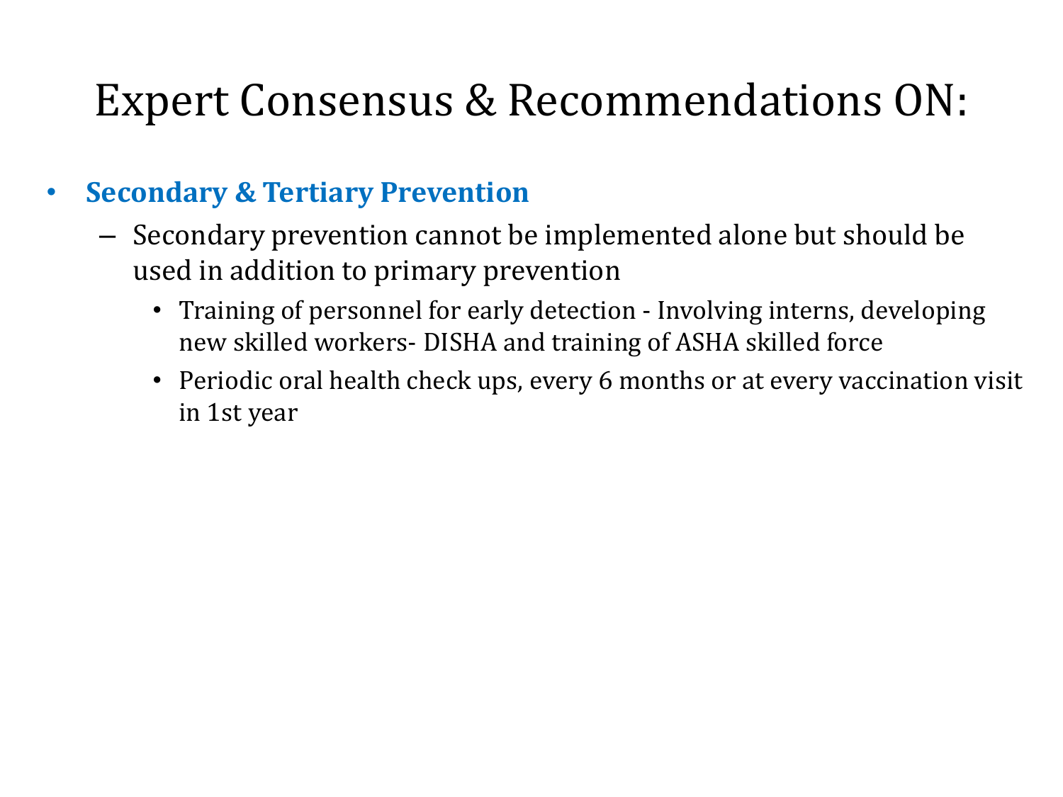# Expert Consensus & Recommendations ON:

- **Secondary & Tertiary Prevention**
  - Secondary prevention cannot be implemented alone but should be used in addition to primary prevention
    - Training of personnel for early detection - Involving interns, developing new skilled workers- DISHA and training of ASHA skilled force
    - Periodic oral health check ups, every 6 months or at every vaccination visit in 1st year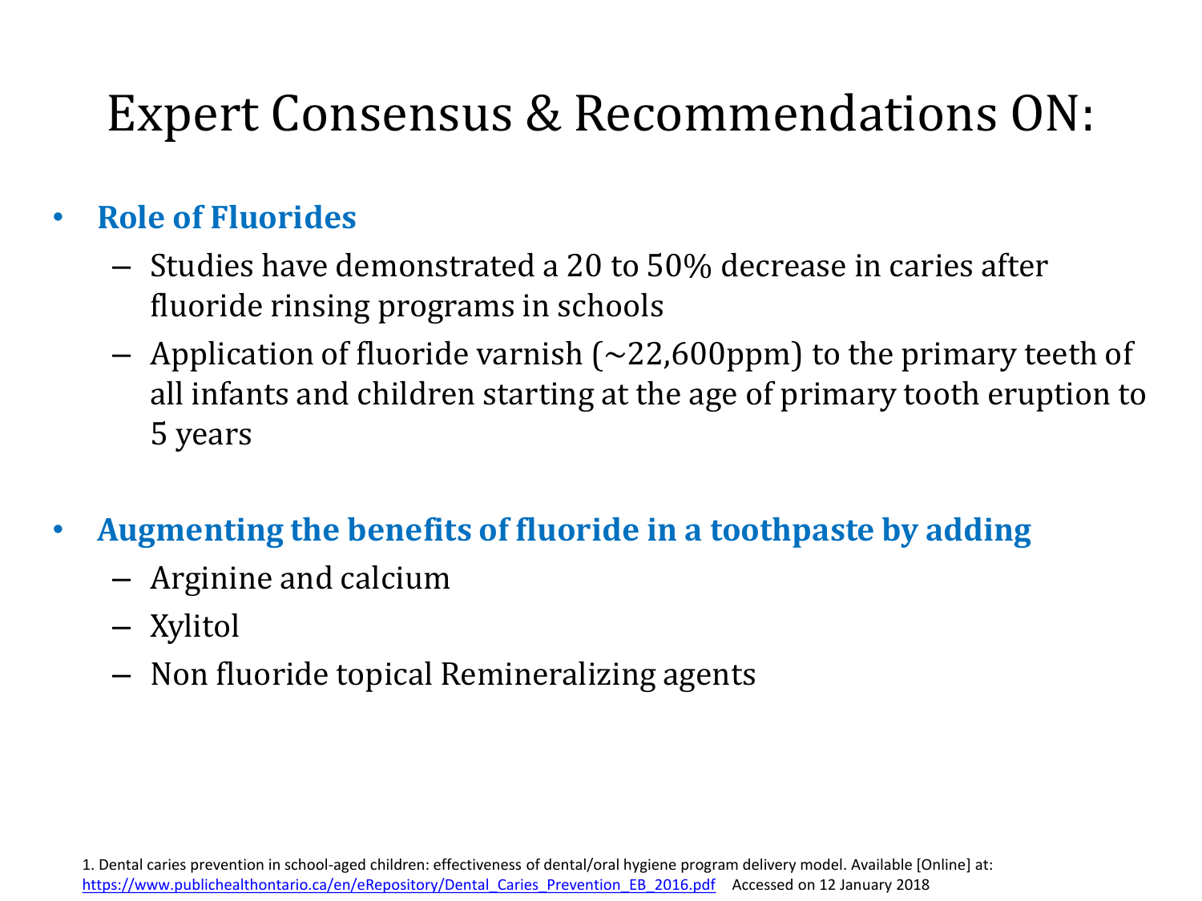# Expert Consensus & Recommendations ON:

- **Role of Fluorides**
  - Studies have demonstrated a 20 to 50% decrease in caries after fluoride rinsing programs in schools
  - Application of fluoride varnish (~22,600ppm) to the primary teeth of all infants and children starting at the age of primary tooth eruption to 5 years

- **Augmenting the benefits of fluoride in a toothpaste by adding**
  - Arginine and calcium
  - Xylitol
  - Non fluoride topical Remineralizing agents

1. Dental caries prevention in school-aged children: effectiveness of dental/oral hygiene program delivery model. Available [Online] at: https://www.publichealthontario.ca/en/eRepository/Dental_Caries_Prevention_EB_2016.pdf Accessed on 12 January 2018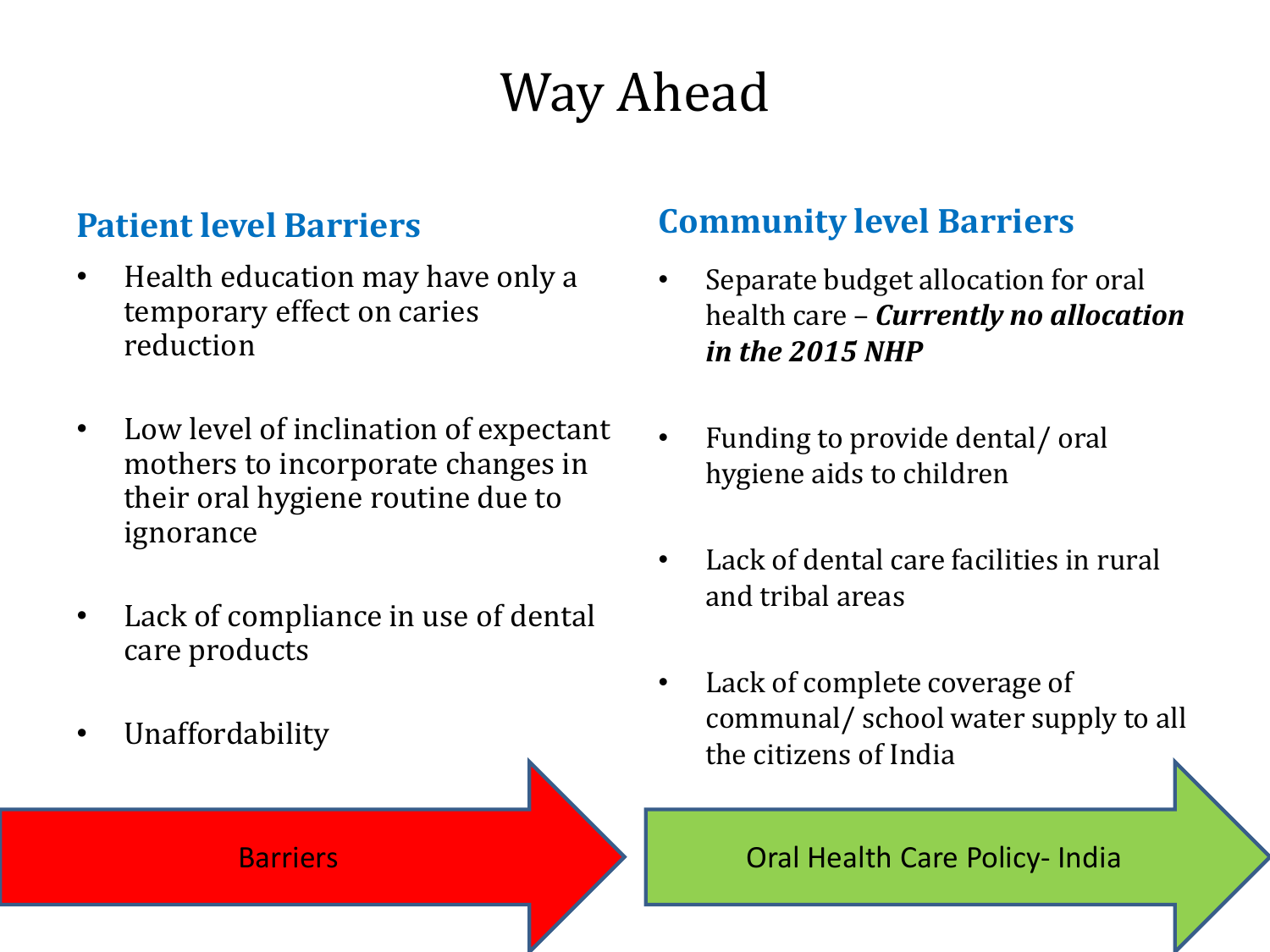# Way Ahead

## Patient level Barriers

- Health education may have only a temporary effect on caries reduction
- Low level of inclination of expectant mothers to incorporate changes in their oral hygiene routine due to ignorance
- Lack of compliance in use of dental care products
- Unaffordability

## Community level Barriers

- Separate budget allocation for oral health care – ***Currently no allocation in the 2015 NHP***
- Funding to provide dental/ oral hygiene aids to children
- Lack of dental care facilities in rural and tribal areas
- Lack of complete coverage of communal/ school water supply to all the citizens of India

Barriers → Oral Health Care Policy- India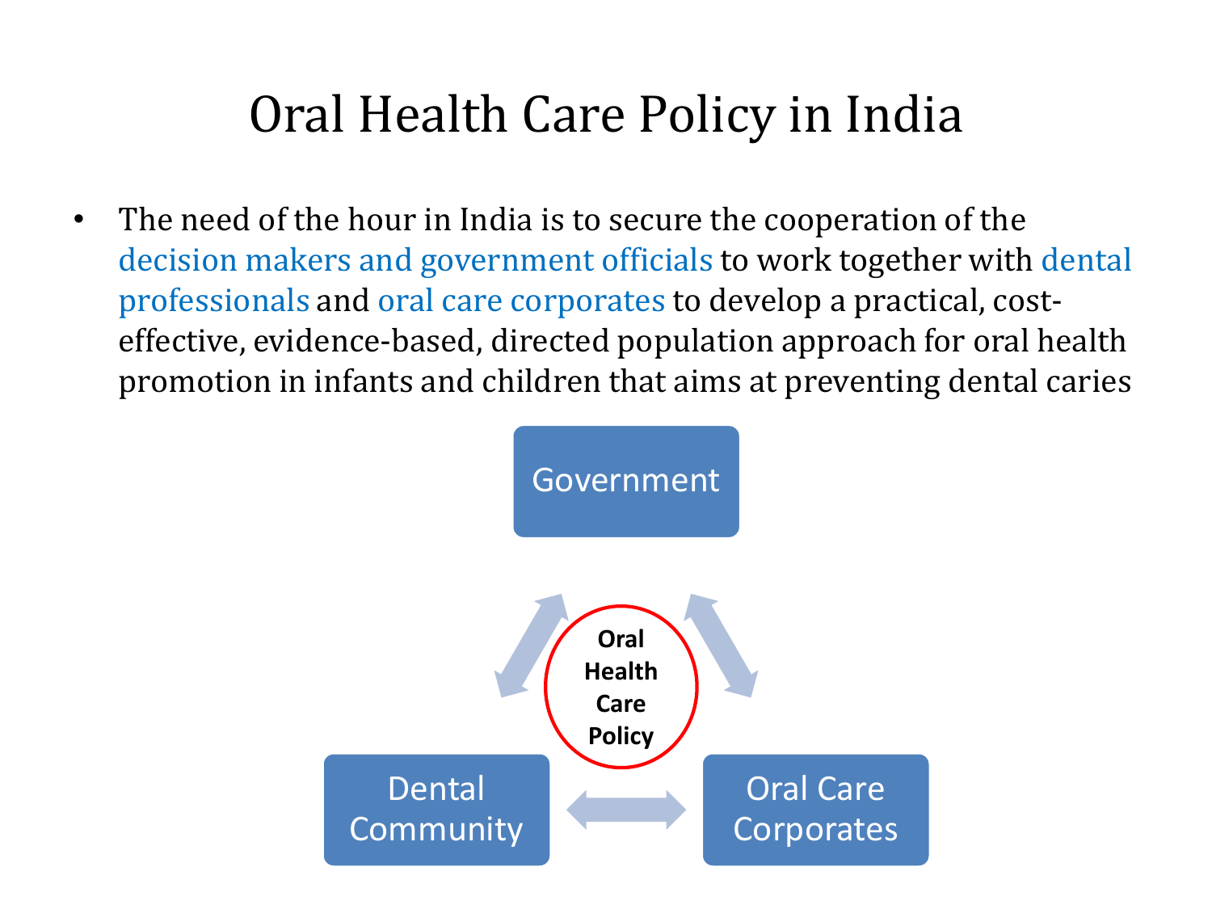# Oral Health Care Policy in India

- The need of the hour in India is to secure the cooperation of the decision makers and government officials to work together with dental professionals and oral care corporates to develop a practical, cost-effective, evidence-based, directed population approach for oral health promotion in infants and children that aims at preventing dental caries

Government

Oral Health Care Policy

Dental Community

Oral Care Corporates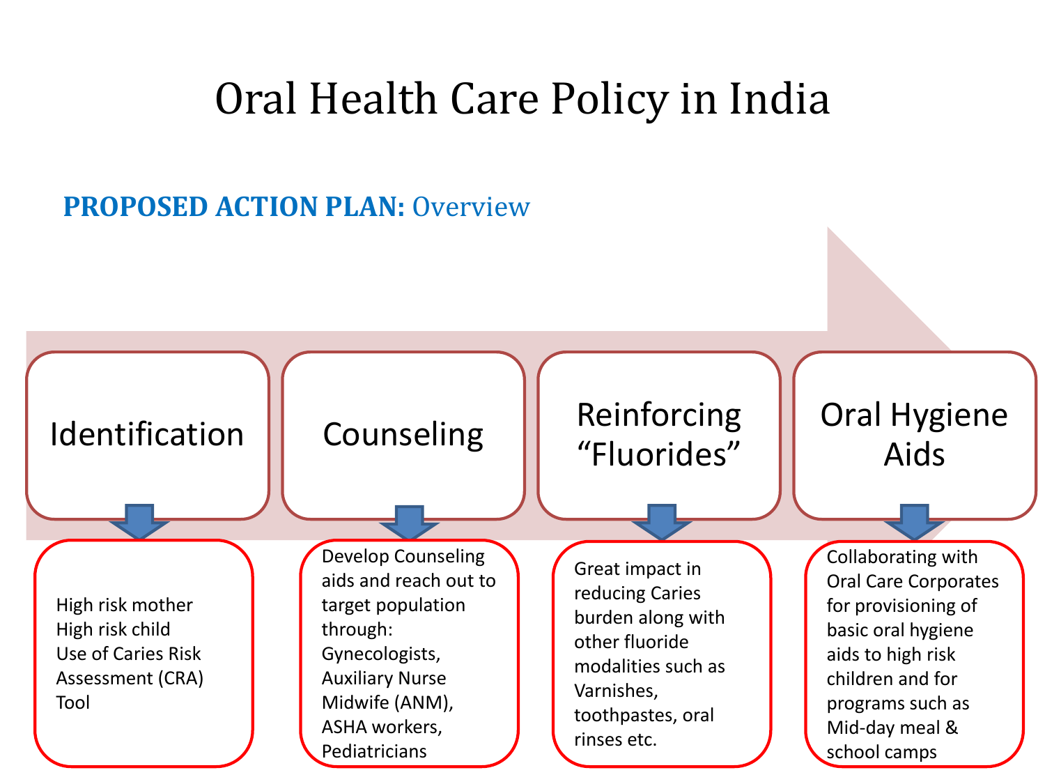# Oral Health Care Policy in India

## **PROPOSED ACTION PLAN:** Overview

### Identification

- High risk mother
- High risk child
- Use of Caries Risk Assessment (CRA) Tool

### Counseling

Develop Counseling aids and reach out to target population through:

- Gynecologists,
- Auxiliary Nurse Midwife (ANM),
- ASHA workers,
- Pediatricians

### Reinforcing "Fluorides"

Great impact in reducing Caries burden along with other fluoride modalities such as Varnishes, toothpastes, oral rinses etc.

### Oral Hygiene Aids

Collaborating with Oral Care Corporates for provisioning of basic oral hygiene aids to high risk children and for programs such as Mid-day meal & school camps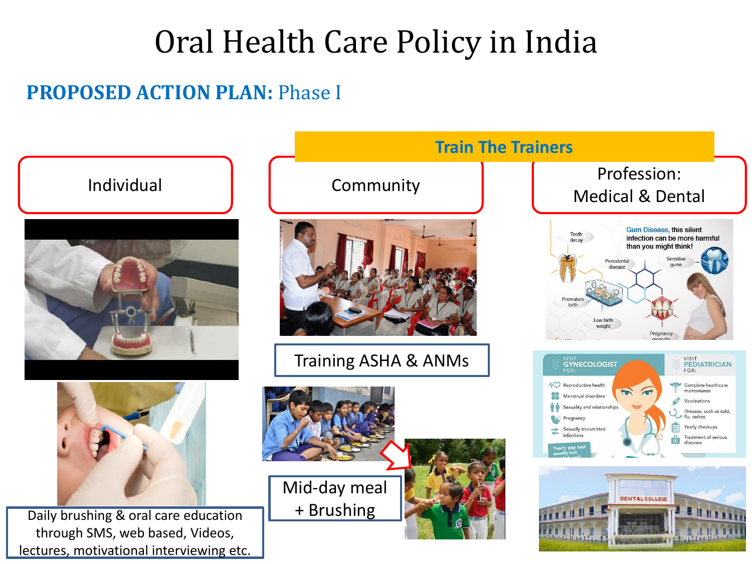# Oral Health Care Policy in India

## PROPOSED ACTION PLAN: Phase I

**Train The Trainers**

Individual

Community

Profession: Medical & Dental

Training ASHA & ANMs

Mid-day meal + Brushing

Daily brushing & oral care education through SMS, web based, Videos, lectures, motivational interviewing etc.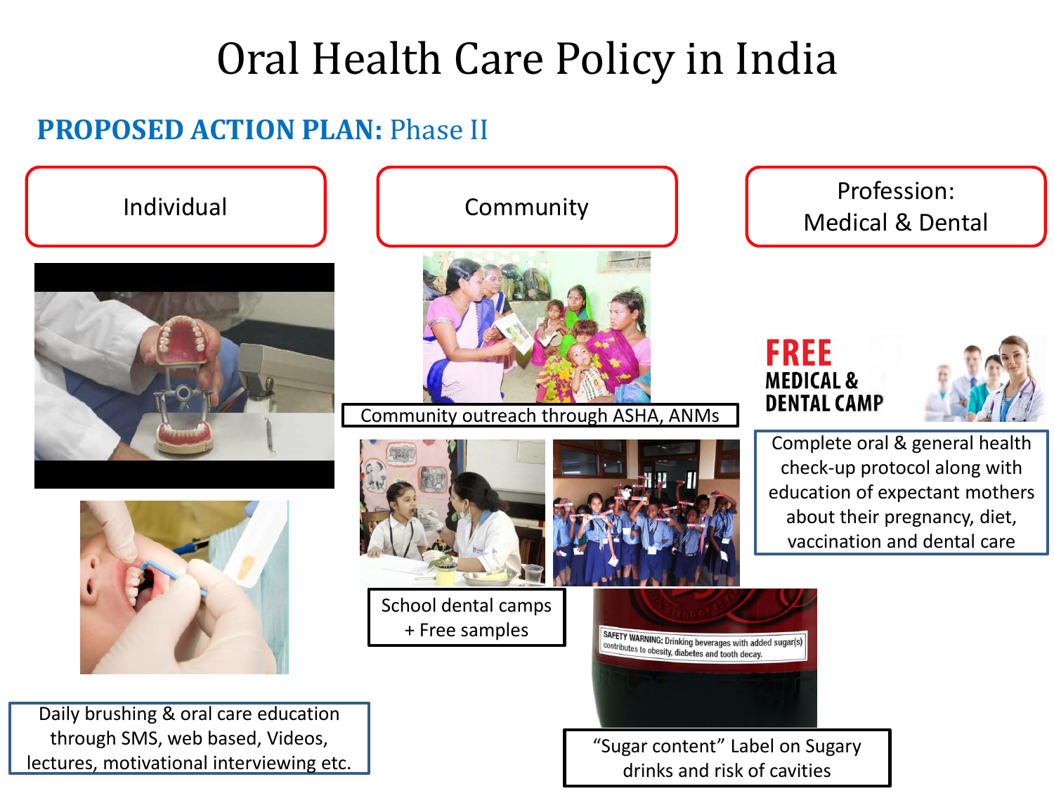# Oral Health Care Policy in India

**PROPOSED ACTION PLAN:** Phase II

Individual

Daily brushing & oral care education through SMS, web based, Videos, lectures, motivational interviewing etc.

Community

Community outreach through ASHA, ANMs

School dental camps + Free samples

"Sugar content" Label on Sugary drinks and risk of cavities

Profession: Medical & Dental

FREE MEDICAL & DENTAL CAMP

Complete oral & general health check-up protocol along with education of expectant mothers about their pregnancy, diet, vaccination and dental care